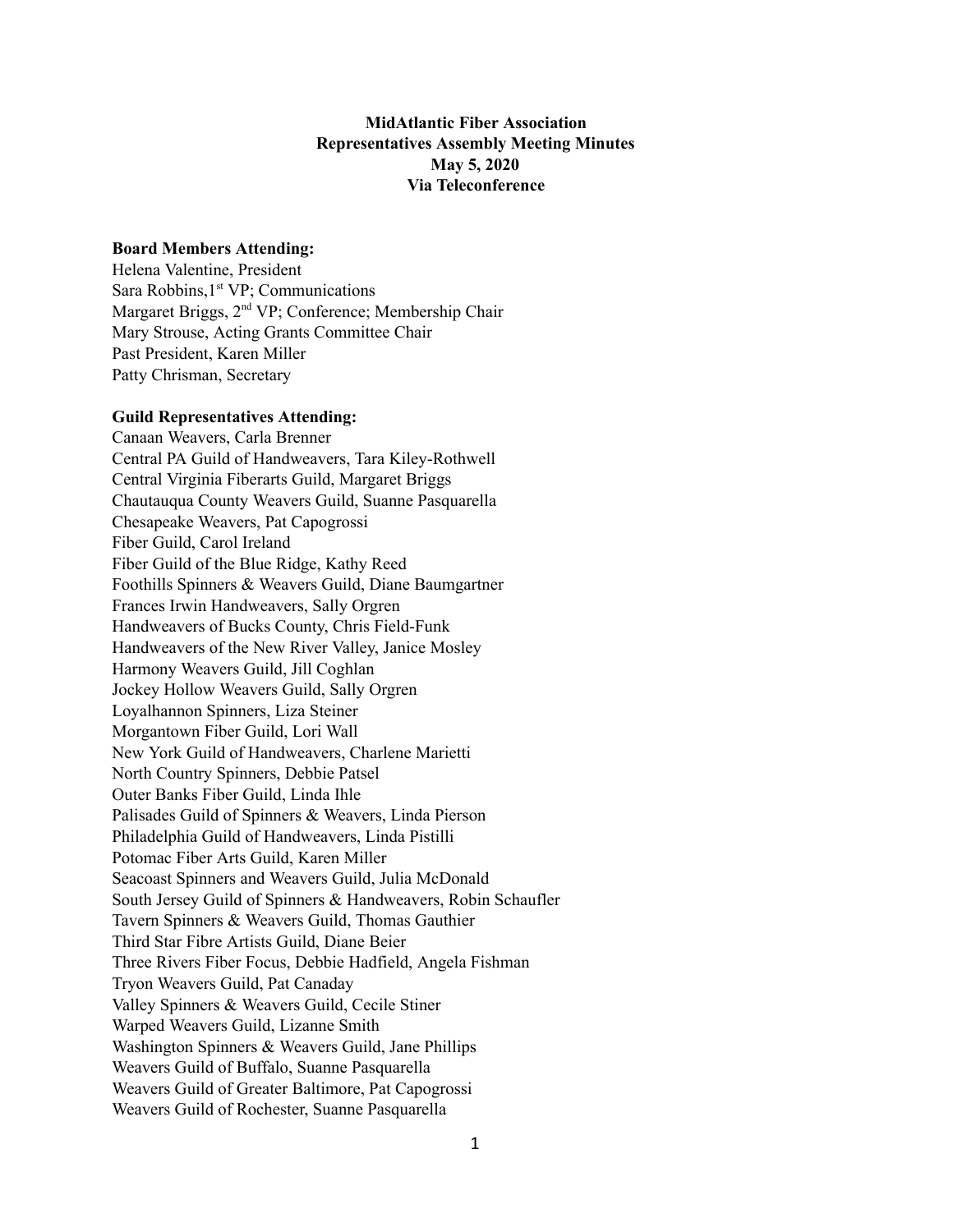**MidAtlantic Fiber Association**
**Representatives Assembly Meeting Minutes**
**May 5, 2020**
**Via Teleconference**

**Board Members Attending:**
Helena Valentine, President
Sara Robbins,1st VP; Communications
Margaret Briggs, 2nd VP; Conference; Membership Chair
Mary Strouse, Acting Grants Committee Chair
Past President, Karen Miller
Patty Chrisman, Secretary

**Guild Representatives Attending:**
Canaan Weavers, Carla Brenner
Central PA Guild of Handweavers, Tara Kiley-Rothwell
Central Virginia Fiberarts Guild, Margaret Briggs
Chautauqua County Weavers Guild, Suanne Pasquarella
Chesapeake Weavers, Pat Capogrossi
Fiber Guild, Carol Ireland
Fiber Guild of the Blue Ridge, Kathy Reed
Foothills Spinners & Weavers Guild, Diane Baumgartner
Frances Irwin Handweavers, Sally Orgren
Handweavers of Bucks County, Chris Field-Funk
Handweavers of the New River Valley, Janice Mosley
Harmony Weavers Guild, Jill Coghlan
Jockey Hollow Weavers Guild, Sally Orgren
Loyalhannon Spinners, Liza Steiner
Morgantown Fiber Guild, Lori Wall
New York Guild of Handweavers, Charlene Marietti
North Country Spinners, Debbie Patsel
Outer Banks Fiber Guild, Linda Ihle
Palisades Guild of Spinners & Weavers, Linda Pierson
Philadelphia Guild of Handweavers, Linda Pistilli
Potomac Fiber Arts Guild, Karen Miller
Seacoast Spinners and Weavers Guild, Julia McDonald
South Jersey Guild of Spinners & Handweavers, Robin Schaufler
Tavern Spinners & Weavers Guild, Thomas Gauthier
Third Star Fibre Artists Guild, Diane Beier
Three Rivers Fiber Focus, Debbie Hadfield, Angela Fishman
Tryon Weavers Guild, Pat Canaday
Valley Spinners & Weavers Guild, Cecile Stiner
Warped Weavers Guild, Lizanne Smith
Washington Spinners & Weavers Guild, Jane Phillips
Weavers Guild of Buffalo, Suanne Pasquarella
Weavers Guild of Greater Baltimore, Pat Capogrossi
Weavers Guild of Rochester, Suanne Pasquarella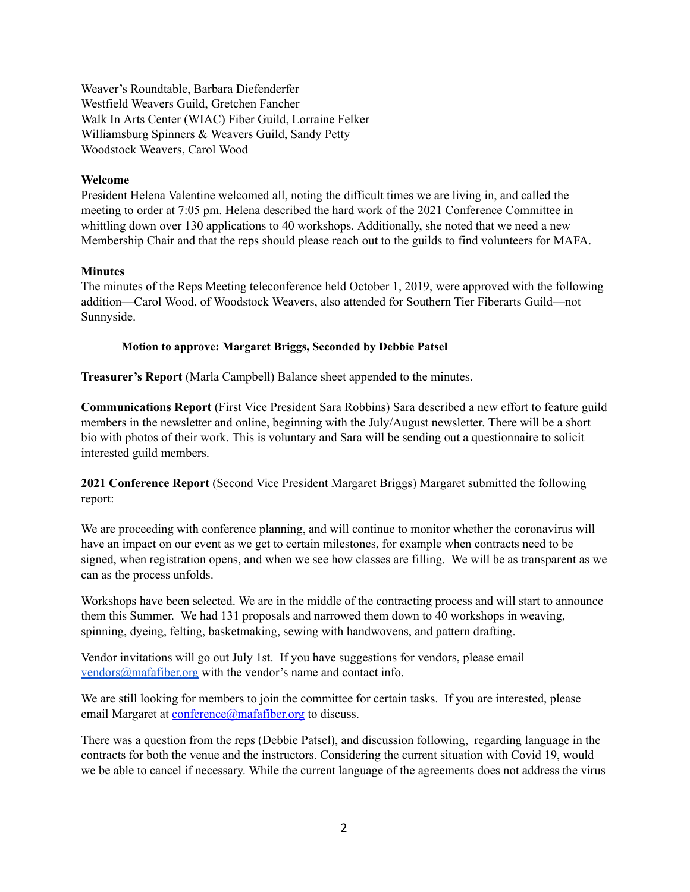Weaver's Roundtable, Barbara Diefenderfer
Westfield Weavers Guild, Gretchen Fancher
Walk In Arts Center (WIAC) Fiber Guild, Lorraine Felker
Williamsburg Spinners & Weavers Guild, Sandy Petty
Woodstock Weavers, Carol Wood

**Welcome**

President Helena Valentine welcomed all, noting the difficult times we are living in, and called the meeting to order at 7:05 pm. Helena described the hard work of the 2021 Conference Committee in whittling down over 130 applications to 40 workshops. Additionally, she noted that we need a new Membership Chair and that the reps should please reach out to the guilds to find volunteers for MAFA.

**Minutes**

The minutes of the Reps Meeting teleconference held October 1, 2019, were approved with the following addition—Carol Wood, of Woodstock Weavers, also attended for Southern Tier Fiberarts Guild—not Sunnyside.

**Motion to approve: Margaret Briggs, Seconded by Debbie Patsel**

**Treasurer's Report** (Marla Campbell) Balance sheet appended to the minutes.

**Communications Report** (First Vice President Sara Robbins) Sara described a new effort to feature guild members in the newsletter and online, beginning with the July/August newsletter. There will be a short bio with photos of their work. This is voluntary and Sara will be sending out a questionnaire to solicit interested guild members.

**2021 Conference Report** (Second Vice President Margaret Briggs) Margaret submitted the following report:

We are proceeding with conference planning, and will continue to monitor whether the coronavirus will have an impact on our event as we get to certain milestones, for example when contracts need to be signed, when registration opens, and when we see how classes are filling. We will be as transparent as we can as the process unfolds.

Workshops have been selected. We are in the middle of the contracting process and will start to announce them this Summer. We had 131 proposals and narrowed them down to 40 workshops in weaving, spinning, dyeing, felting, basketmaking, sewing with handwovens, and pattern drafting.

Vendor invitations will go out July 1st. If you have suggestions for vendors, please email vendors@mafafiber.org with the vendor's name and contact info.

We are still looking for members to join the committee for certain tasks. If you are interested, please email Margaret at conference@mafafiber.org to discuss.

There was a question from the reps (Debbie Patsel), and discussion following, regarding language in the contracts for both the venue and the instructors. Considering the current situation with Covid 19, would we be able to cancel if necessary. While the current language of the agreements does not address the virus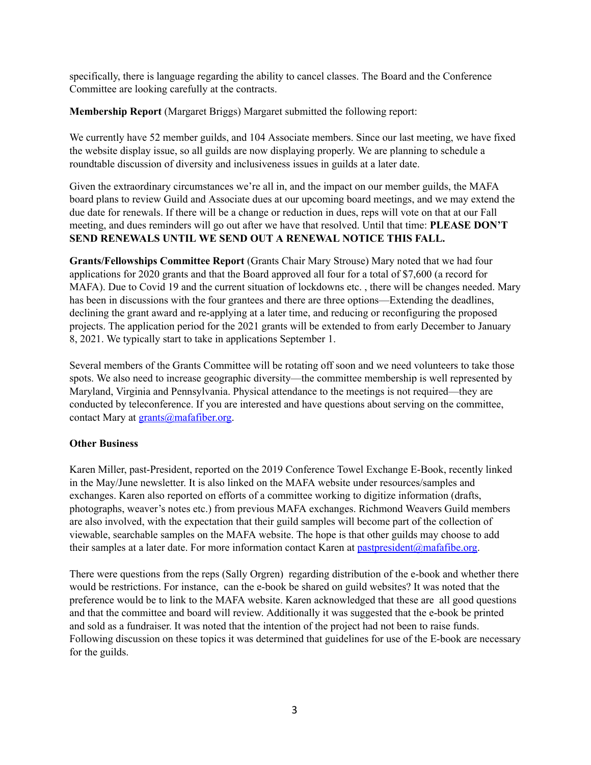specifically, there is language regarding the ability to cancel classes. The Board and the Conference Committee are looking carefully at the contracts.

**Membership Report** (Margaret Briggs) Margaret submitted the following report:

We currently have 52 member guilds, and 104 Associate members. Since our last meeting, we have fixed the website display issue, so all guilds are now displaying properly. We are planning to schedule a roundtable discussion of diversity and inclusiveness issues in guilds at a later date.

Given the extraordinary circumstances we're all in, and the impact on our member guilds, the MAFA board plans to review Guild and Associate dues at our upcoming board meetings, and we may extend the due date for renewals. If there will be a change or reduction in dues, reps will vote on that at our Fall meeting, and dues reminders will go out after we have that resolved. Until that time: **PLEASE DON'T SEND RENEWALS UNTIL WE SEND OUT A RENEWAL NOTICE THIS FALL.**

**Grants/Fellowships Committee Report** (Grants Chair Mary Strouse) Mary noted that we had four applications for 2020 grants and that the Board approved all four for a total of $7,600 (a record for MAFA). Due to Covid 19 and the current situation of lockdowns etc. , there will be changes needed. Mary has been in discussions with the four grantees and there are three options—Extending the deadlines, declining the grant award and re-applying at a later time, and reducing or reconfiguring the proposed projects. The application period for the 2021 grants will be extended to from early December to January 8, 2021. We typically start to take in applications September 1.

Several members of the Grants Committee will be rotating off soon and we need volunteers to take those spots. We also need to increase geographic diversity—the committee membership is well represented by Maryland, Virginia and Pennsylvania. Physical attendance to the meetings is not required—they are conducted by teleconference. If you are interested and have questions about serving on the committee, contact Mary at grants@mafafiber.org.

**Other Business**

Karen Miller, past-President, reported on the 2019 Conference Towel Exchange E-Book, recently linked in the May/June newsletter. It is also linked on the MAFA website under resources/samples and exchanges. Karen also reported on efforts of a committee working to digitize information (drafts, photographs, weaver's notes etc.) from previous MAFA exchanges. Richmond Weavers Guild members are also involved, with the expectation that their guild samples will become part of the collection of viewable, searchable samples on the MAFA website. The hope is that other guilds may choose to add their samples at a later date. For more information contact Karen at pastpresident@mafafibe.org.

There were questions from the reps (Sally Orgren) regarding distribution of the e-book and whether there would be restrictions. For instance, can the e-book be shared on guild websites? It was noted that the preference would be to link to the MAFA website. Karen acknowledged that these are all good questions and that the committee and board will review. Additionally it was suggested that the e-book be printed and sold as a fundraiser. It was noted that the intention of the project had not been to raise funds. Following discussion on these topics it was determined that guidelines for use of the E-book are necessary for the guilds.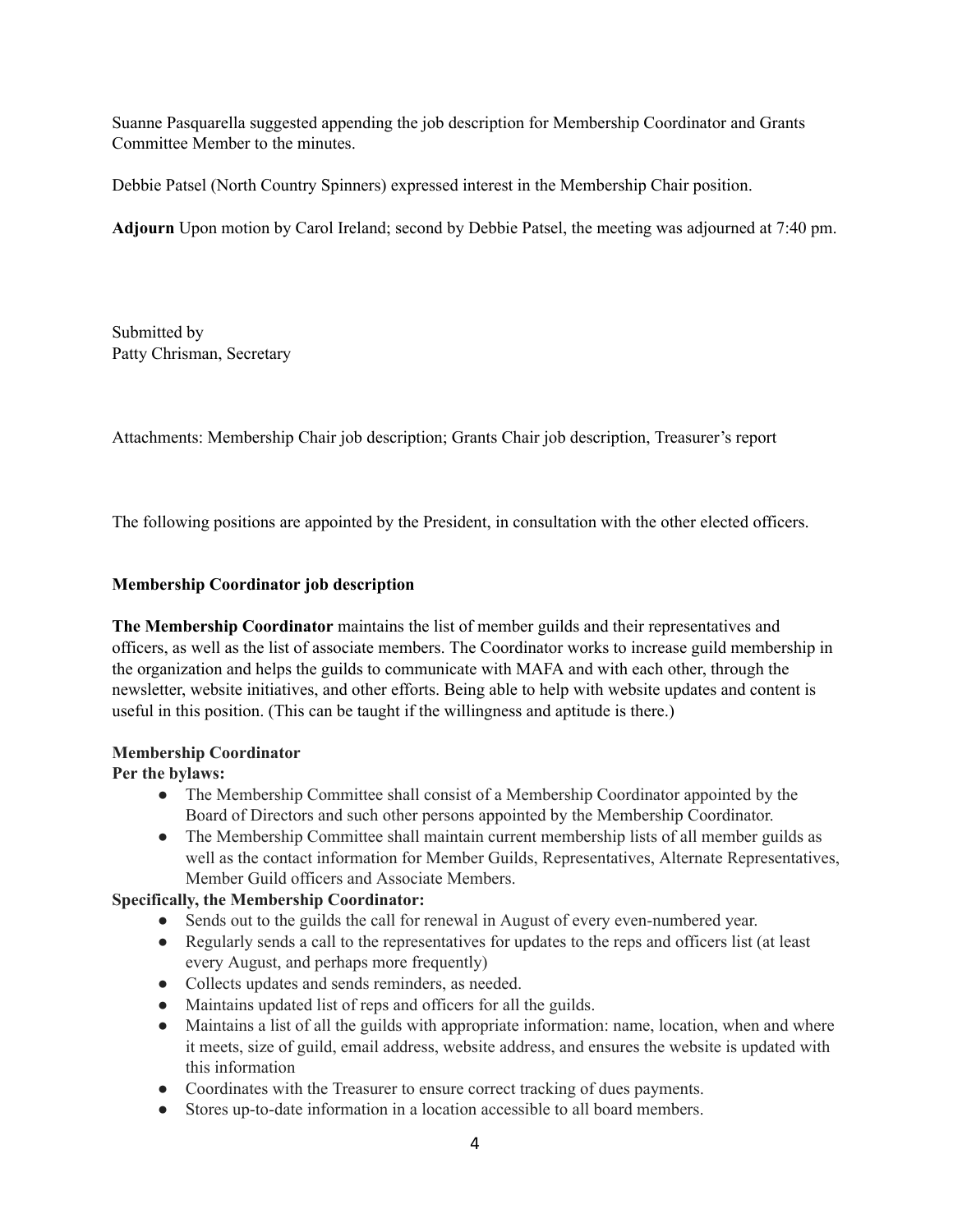Suanne Pasquarella suggested appending the job description for Membership Coordinator and Grants Committee Member to the minutes.

Debbie Patsel (North Country Spinners) expressed interest in the Membership Chair position.

**Adjourn** Upon motion by Carol Ireland; second by Debbie Patsel, the meeting was adjourned at 7:40 pm.

Submitted by
Patty Chrisman, Secretary

Attachments: Membership Chair job description; Grants Chair job description, Treasurer's report

The following positions are appointed by the President, in consultation with the other elected officers.

**Membership Coordinator job description**

**The Membership Coordinator** maintains the list of member guilds and their representatives and officers, as well as the list of associate members. The Coordinator works to increase guild membership in the organization and helps the guilds to communicate with MAFA and with each other, through the newsletter, website initiatives, and other efforts. Being able to help with website updates and content is useful in this position. (This can be taught if the willingness and aptitude is there.)

**Membership Coordinator**
**Per the bylaws:**

- The Membership Committee shall consist of a Membership Coordinator appointed by the Board of Directors and such other persons appointed by the Membership Coordinator.
- The Membership Committee shall maintain current membership lists of all member guilds as well as the contact information for Member Guilds, Representatives, Alternate Representatives, Member Guild officers and Associate Members.

**Specifically, the Membership Coordinator:**

- Sends out to the guilds the call for renewal in August of every even-numbered year.
- Regularly sends a call to the representatives for updates to the reps and officers list (at least every August, and perhaps more frequently)
- Collects updates and sends reminders, as needed.
- Maintains updated list of reps and officers for all the guilds.
- Maintains a list of all the guilds with appropriate information: name, location, when and where it meets, size of guild, email address, website address, and ensures the website is updated with this information
- Coordinates with the Treasurer to ensure correct tracking of dues payments.
- Stores up-to-date information in a location accessible to all board members.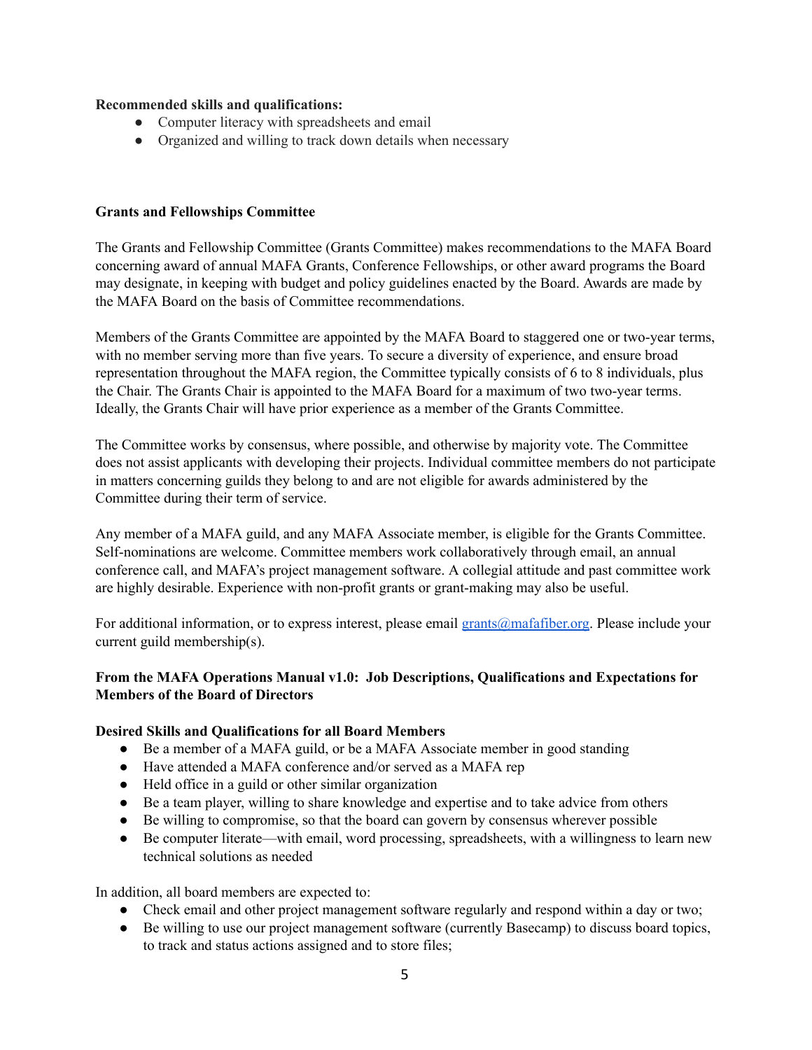**Recommended skills and qualifications:**

- Computer literacy with spreadsheets and email
- Organized and willing to track down details when necessary

**Grants and Fellowships Committee**

The Grants and Fellowship Committee (Grants Committee) makes recommendations to the MAFA Board concerning award of annual MAFA Grants, Conference Fellowships, or other award programs the Board may designate, in keeping with budget and policy guidelines enacted by the Board. Awards are made by the MAFA Board on the basis of Committee recommendations.

Members of the Grants Committee are appointed by the MAFA Board to staggered one or two-year terms, with no member serving more than five years. To secure a diversity of experience, and ensure broad representation throughout the MAFA region, the Committee typically consists of 6 to 8 individuals, plus the Chair. The Grants Chair is appointed to the MAFA Board for a maximum of two two-year terms. Ideally, the Grants Chair will have prior experience as a member of the Grants Committee.

The Committee works by consensus, where possible, and otherwise by majority vote. The Committee does not assist applicants with developing their projects. Individual committee members do not participate in matters concerning guilds they belong to and are not eligible for awards administered by the Committee during their term of service.

Any member of a MAFA guild, and any MAFA Associate member, is eligible for the Grants Committee. Self-nominations are welcome. Committee members work collaboratively through email, an annual conference call, and MAFA's project management software. A collegial attitude and past committee work are highly desirable. Experience with non-profit grants or grant-making may also be useful.

For additional information, or to express interest, please email [grants@mafafiber.org](mailto:grants@mafafiber.org). Please include your current guild membership(s).

**From the MAFA Operations Manual v1.0: Job Descriptions, Qualifications and Expectations for Members of the Board of Directors**

**Desired Skills and Qualifications for all Board Members**

- Be a member of a MAFA guild, or be a MAFA Associate member in good standing
- Have attended a MAFA conference and/or served as a MAFA rep
- Held office in a guild or other similar organization
- Be a team player, willing to share knowledge and expertise and to take advice from others
- Be willing to compromise, so that the board can govern by consensus wherever possible
- Be computer literate—with email, word processing, spreadsheets, with a willingness to learn new technical solutions as needed

In addition, all board members are expected to:

- Check email and other project management software regularly and respond within a day or two;
- Be willing to use our project management software (currently Basecamp) to discuss board topics, to track and status actions assigned and to store files;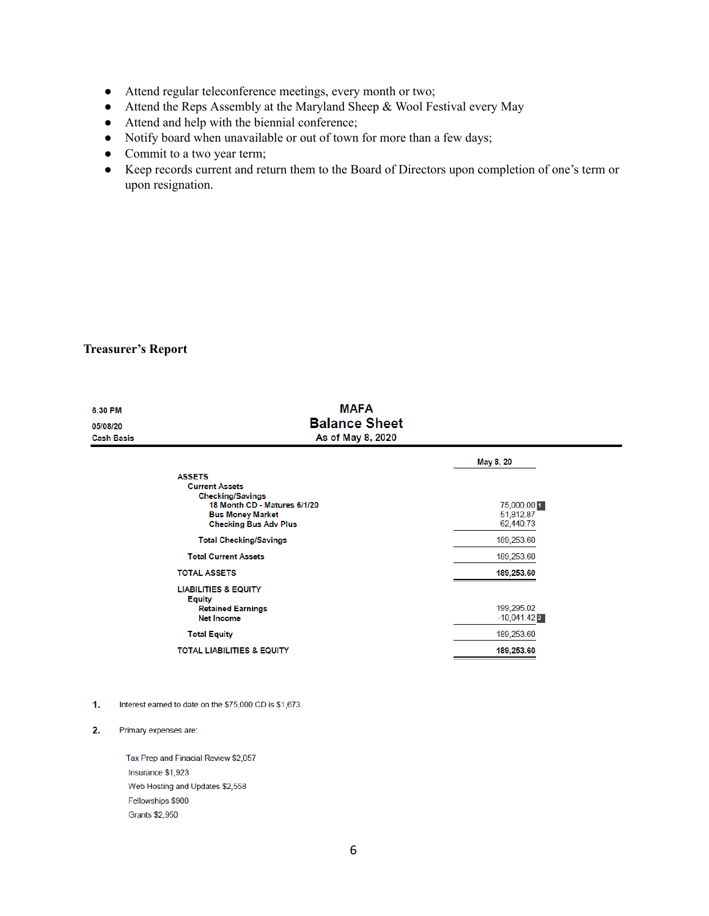- Attend regular teleconference meetings, every month or two;
- Attend the Reps Assembly at the Maryland Sheep & Wool Festival every May
- Attend and help with the biennial conference;
- Notify board when unavailable or out of town for more than a few days;
- Commit to a two year term;
- Keep records current and return them to the Board of Directors upon completion of one's term or upon resignation.

## Treasurer's Report

6:30 PM
05/08/20
Cash Basis

**MAFA**
**Balance Sheet**
**As of May 8, 2020**

| | May 8, 20 |
|---|---|
| **ASSETS** | |
| **Current Assets** | |
| **Checking/Savings** | |
| 18 Month CD - Matures 6/1/20 | 75,000.00 [1] |
| Bus Money Market | 51,812.87 |
| Checking Bus Adv Plus | 62,440.73 |
| **Total Checking/Savings** | 189,253.60 |
| **Total Current Assets** | 189,253.60 |
| **TOTAL ASSETS** | **189,253.60** |
| **LIABILITIES & EQUITY** | |
| **Equity** | |
| Retained Earnings | 199,295.02 |
| Net Income | -10,041.42 [2] |
| **Total Equity** | 189,253.60 |
| **TOTAL LIABILITIES & EQUITY** | **189,253.60** |

1. Interest earned to date on the $75,000 CD is $1,673.

2. Primary expenses are:

   Tax Prep and Finacial Review $2,057
   Insurance $1,923
   Web Hosting and Updates $2,558
   Fellowships $900
   Grants $2,950